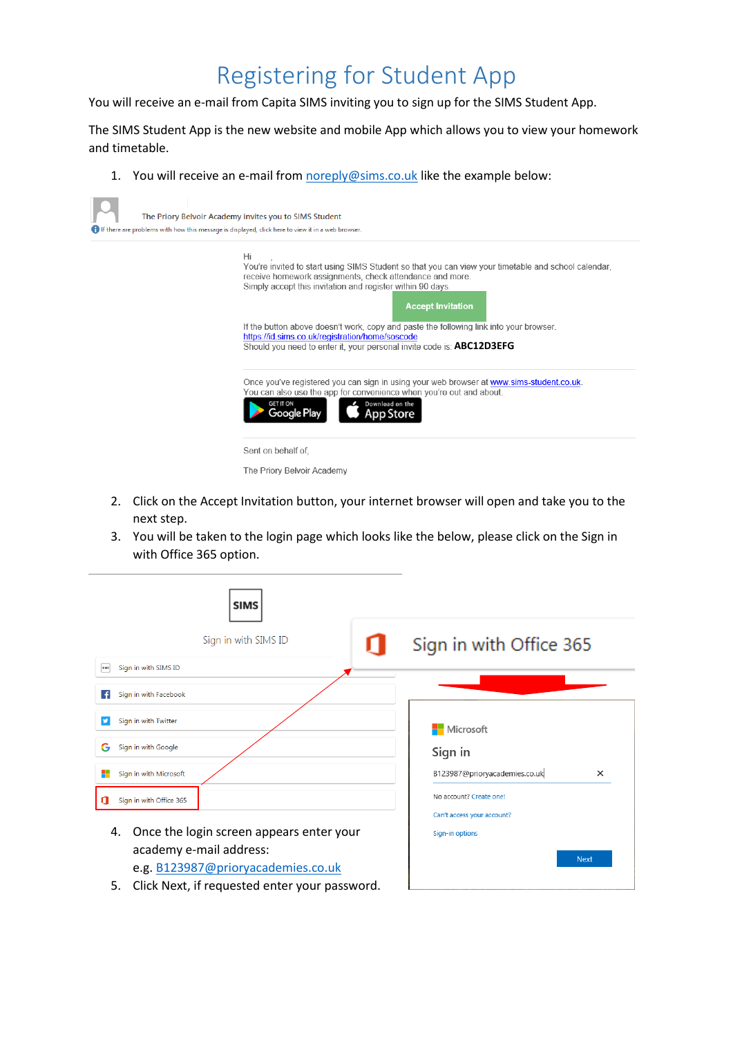# Registering for Student App

You will receive an e-mail from Capita SIMS inviting you to sign up for the SIMS Student App.

The SIMS Student App is the new website and mobile App which allows you to view your homework and timetable.

1. You will receive an e-mail from noreply@sims.co.uk like the example below:

The Priory Belvoir Academy invites you to SIMS Student

If there are problems with how this message is displayed, click here to view it in a web browser.

Hi ,
You're invited to start using SIMS Student so that you can view your timetable and school calendar, receive homework assignments, check attendance and more.
Simply accept this invitation and register within 90 days.

Accept Invitation

If the button above doesn't work, copy and paste the following link into your browser.
https://id.sims.co.uk/registration/home/soscode
Should you need to enter it, your personal invite code is: **ABC12D3EFG**

Once you've registered you can sign in using your web browser at www.sims-student.co.uk.
You can also use the app for convenience when you're out and about.

GET IT ON Google Play | Download on the App Store

Sent on behalf of,

The Priory Belvoir Academy

2. Click on the Accept Invitation button, your internet browser will open and take you to the next step.
3. You will be taken to the login page which looks like the below, please click on the Sign in with Office 365 option.

SIMS

Sign in with SIMS ID

- Sign in with SIMS ID
- Sign in with Facebook
- Sign in with Twitter
- Sign in with Google
- Sign in with Microsoft
- Sign in with Office 365

Sign in with Office 365

Microsoft

Sign in

B123987@prioryacademies.co.uk

No account? Create one!

Can't access your account?

Sign-in options

Next

4. Once the login screen appears enter your academy e-mail address:
   e.g. B123987@prioryacademies.co.uk
5. Click Next, if requested enter your password.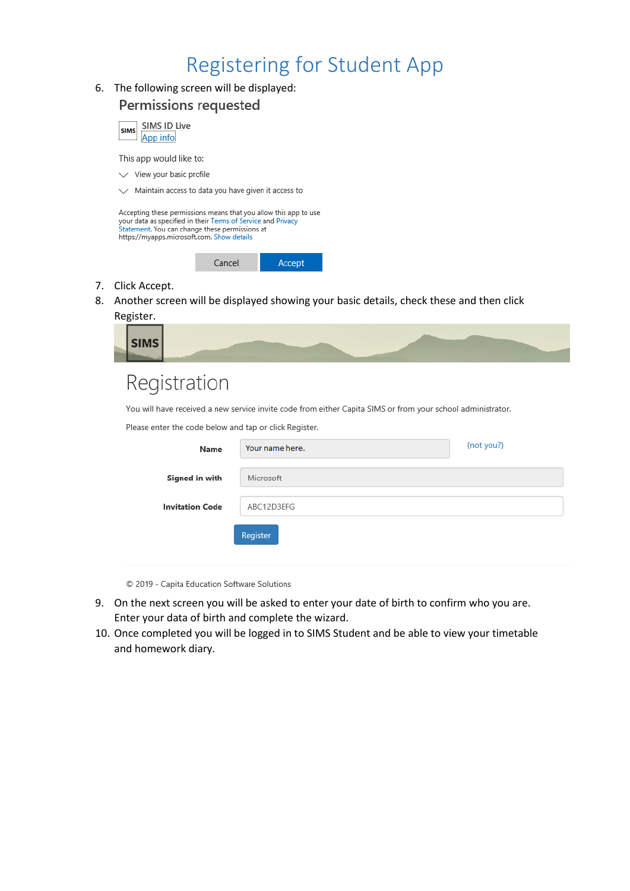# Registering for Student App

6. The following screen will be displayed:

## Permissions requested

SIMS ID Live
App info

This app would like to:

- View your basic profile
- Maintain access to data you have given it access to

Accepting these permissions means that you allow this app to use your data as specified in their Terms of Service and Privacy Statement. You can change these permissions at https://myapps.microsoft.com. Show details

Cancel | Accept

7. Click Accept.
8. Another screen will be displayed showing your basic details, check these and then click Register.

SIMS

## Registration

You will have received a new service invite code from either Capita SIMS or from your school administrator.

Please enter the code below and tap or click Register.

| | | |
|---|---|---|
| **Name** | Your name here. | (not you?) |
| **Signed in with** | Microsoft | |
| **Invitation Code** | ABC12D3EFG | |

Register

© 2019 - Capita Education Software Solutions

9. On the next screen you will be asked to enter your date of birth to confirm who you are. Enter your data of birth and complete the wizard.
10. Once completed you will be logged in to SIMS Student and be able to view your timetable and homework diary.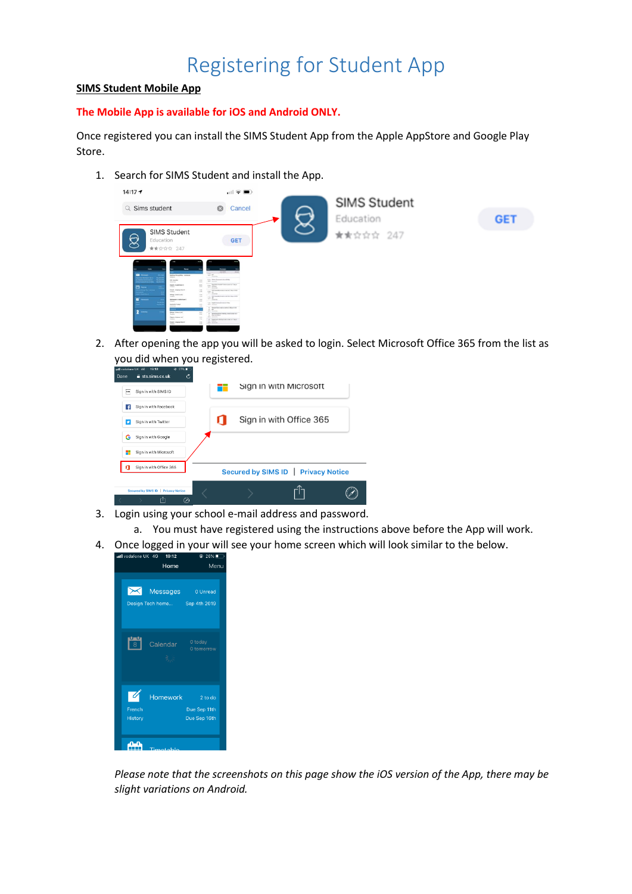# Registering for Student App

**SIMS Student Mobile App**

**The Mobile App is available for iOS and Android ONLY.**

Once registered you can install the SIMS Student App from the Apple AppStore and Google Play Store.

1. Search for SIMS Student and install the App.
2. After opening the app you will be asked to login. Select Microsoft Office 365 from the list as you did when you registered.
3. Login using your school e-mail address and password.
   a. You must have registered using the instructions above before the App will work.
4. Once logged in your will see your home screen which will look similar to the below.

*Please note that the screenshots on this page show the iOS version of the App, there may be slight variations on Android.*